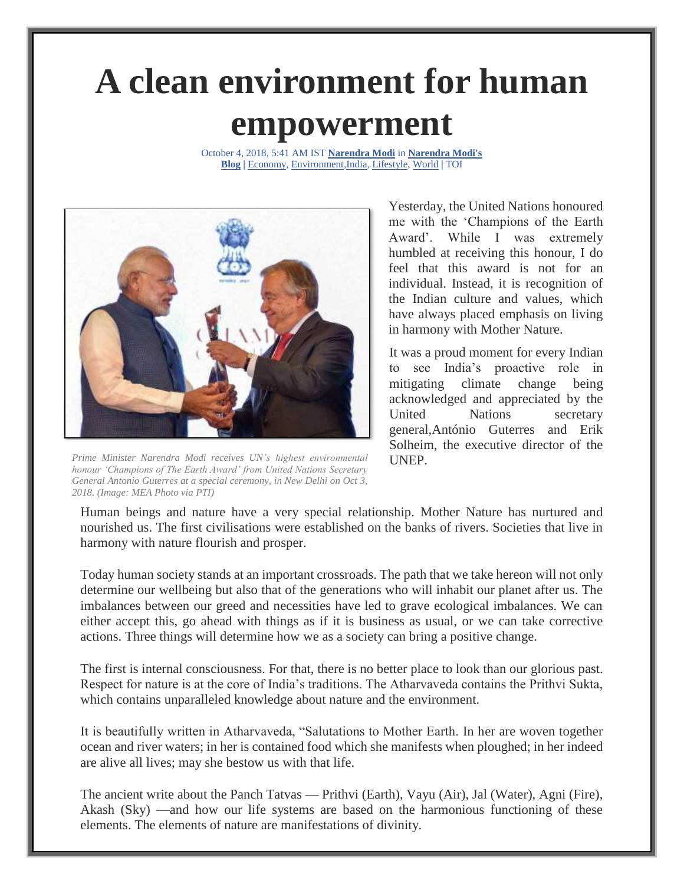# A clean environment for human empowerment

October 4, 2018, 5:41 AM IST **Narendra Modi** in **Narendra Modi's Blog** | Economy, Environment,India, Lifestyle, World | TOI

*Prime Minister Narendra Modi receives UN's highest environmental honour 'Champions of The Earth Award' from United Nations Secretary General Antonio Guterres at a special ceremony, in New Delhi on Oct 3, 2018. (Image: MEA Photo via PTI)*

Yesterday, the United Nations honoured me with the 'Champions of the Earth Award'. While I was extremely humbled at receiving this honour, I do feel that this award is not for an individual. Instead, it is recognition of the Indian culture and values, which have always placed emphasis on living in harmony with Mother Nature.

It was a proud moment for every Indian to see India's proactive role in mitigating climate change being acknowledged and appreciated by the United Nations secretary general,António Guterres and Erik Solheim, the executive director of the UNEP.

Human beings and nature have a very special relationship. Mother Nature has nurtured and nourished us. The first civilisations were established on the banks of rivers. Societies that live in harmony with nature flourish and prosper.

Today human society stands at an important crossroads. The path that we take hereon will not only determine our wellbeing but also that of the generations who will inhabit our planet after us. The imbalances between our greed and necessities have led to grave ecological imbalances. We can either accept this, go ahead with things as if it is business as usual, or we can take corrective actions. Three things will determine how we as a society can bring a positive change.

The first is internal consciousness. For that, there is no better place to look than our glorious past. Respect for nature is at the core of India's traditions. The Atharvaveda contains the Prithvi Sukta, which contains unparalleled knowledge about nature and the environment.

It is beautifully written in Atharvaveda, "Salutations to Mother Earth. In her are woven together ocean and river waters; in her is contained food which she manifests when ploughed; in her indeed are alive all lives; may she bestow us with that life.

The ancient write about the Panch Tatvas — Prithvi (Earth), Vayu (Air), Jal (Water), Agni (Fire), Akash (Sky) —and how our life systems are based on the harmonious functioning of these elements. The elements of nature are manifestations of divinity.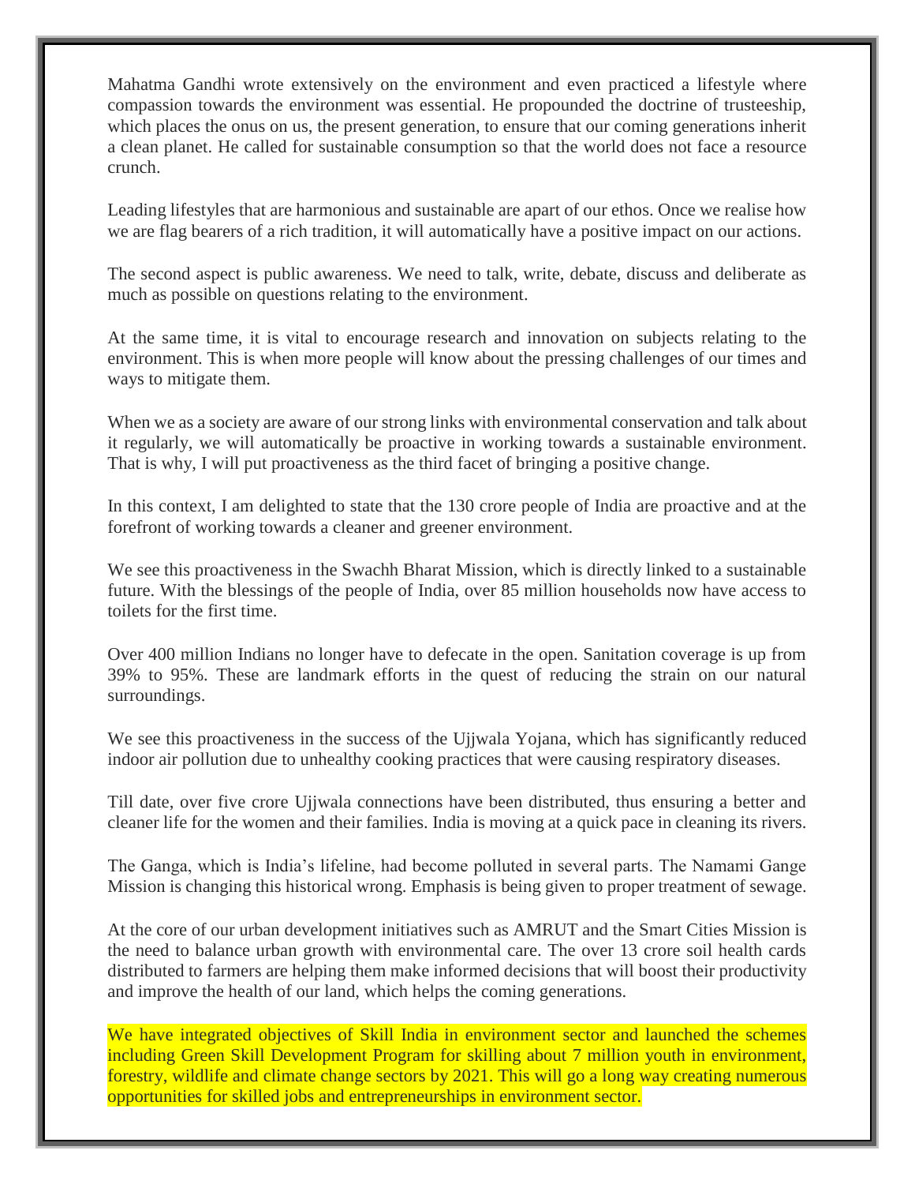Mahatma Gandhi wrote extensively on the environment and even practiced a lifestyle where compassion towards the environment was essential. He propounded the doctrine of trusteeship, which places the onus on us, the present generation, to ensure that our coming generations inherit a clean planet. He called for sustainable consumption so that the world does not face a resource crunch.

Leading lifestyles that are harmonious and sustainable are apart of our ethos. Once we realise how we are flag bearers of a rich tradition, it will automatically have a positive impact on our actions.

The second aspect is public awareness. We need to talk, write, debate, discuss and deliberate as much as possible on questions relating to the environment.

At the same time, it is vital to encourage research and innovation on subjects relating to the environment. This is when more people will know about the pressing challenges of our times and ways to mitigate them.

When we as a society are aware of our strong links with environmental conservation and talk about it regularly, we will automatically be proactive in working towards a sustainable environment. That is why, I will put proactiveness as the third facet of bringing a positive change.

In this context, I am delighted to state that the 130 crore people of India are proactive and at the forefront of working towards a cleaner and greener environment.

We see this proactiveness in the Swachh Bharat Mission, which is directly linked to a sustainable future. With the blessings of the people of India, over 85 million households now have access to toilets for the first time.

Over 400 million Indians no longer have to defecate in the open. Sanitation coverage is up from 39% to 95%. These are landmark efforts in the quest of reducing the strain on our natural surroundings.

We see this proactiveness in the success of the Ujjwala Yojana, which has significantly reduced indoor air pollution due to unhealthy cooking practices that were causing respiratory diseases.

Till date, over five crore Ujjwala connections have been distributed, thus ensuring a better and cleaner life for the women and their families. India is moving at a quick pace in cleaning its rivers.

The Ganga, which is India's lifeline, had become polluted in several parts. The Namami Gange Mission is changing this historical wrong. Emphasis is being given to proper treatment of sewage.

At the core of our urban development initiatives such as AMRUT and the Smart Cities Mission is the need to balance urban growth with environmental care. The over 13 crore soil health cards distributed to farmers are helping them make informed decisions that will boost their productivity and improve the health of our land, which helps the coming generations.

We have integrated objectives of Skill India in environment sector and launched the schemes including Green Skill Development Program for skilling about 7 million youth in environment, forestry, wildlife and climate change sectors by 2021. This will go a long way creating numerous opportunities for skilled jobs and entrepreneurships in environment sector.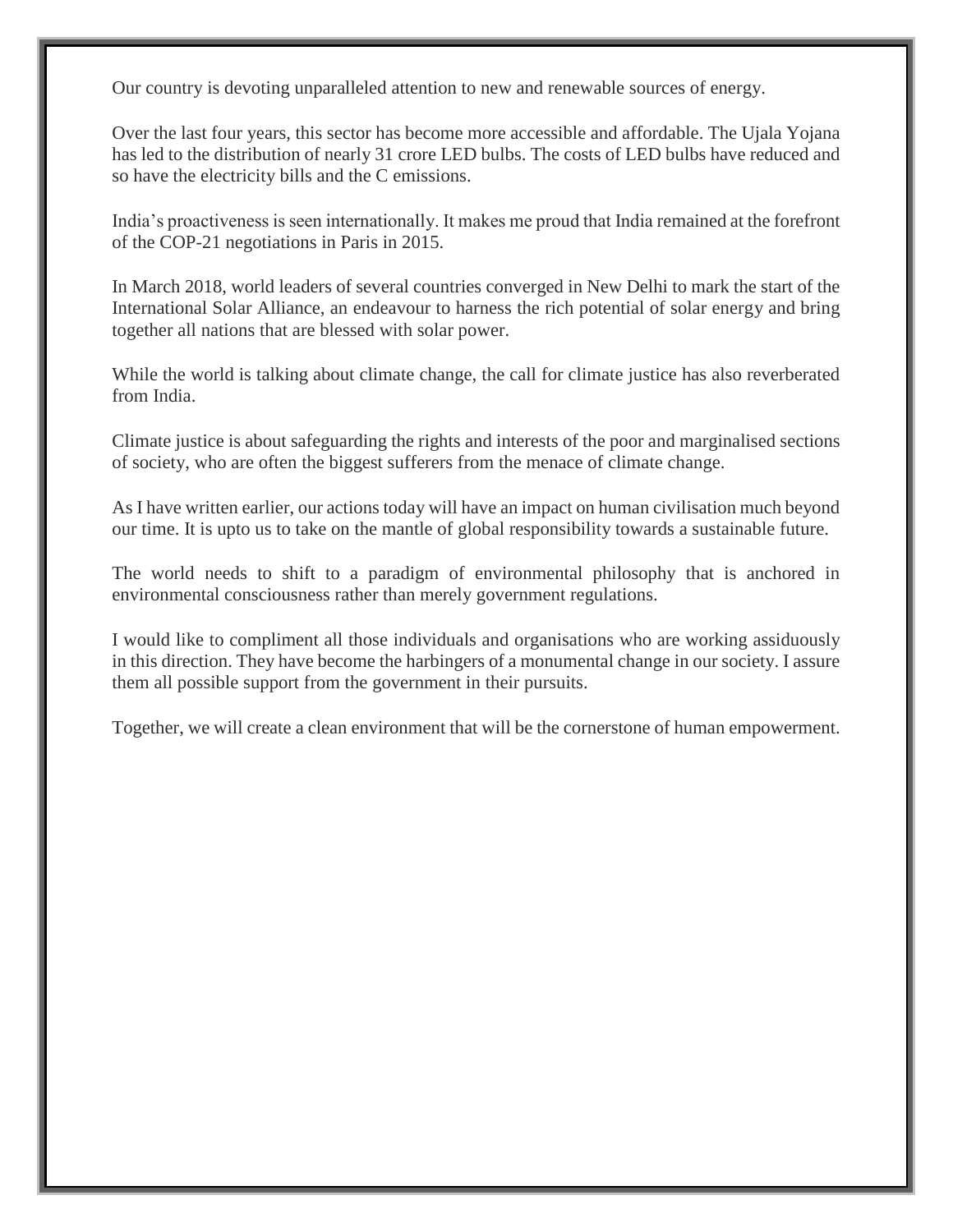Our country is devoting unparalleled attention to new and renewable sources of energy.

Over the last four years, this sector has become more accessible and affordable. The Ujala Yojana has led to the distribution of nearly 31 crore LED bulbs. The costs of LED bulbs have reduced and so have the electricity bills and the C emissions.

India's proactiveness is seen internationally. It makes me proud that India remained at the forefront of the COP-21 negotiations in Paris in 2015.

In March 2018, world leaders of several countries converged in New Delhi to mark the start of the International Solar Alliance, an endeavour to harness the rich potential of solar energy and bring together all nations that are blessed with solar power.

While the world is talking about climate change, the call for climate justice has also reverberated from India.

Climate justice is about safeguarding the rights and interests of the poor and marginalised sections of society, who are often the biggest sufferers from the menace of climate change.

As I have written earlier, our actions today will have an impact on human civilisation much beyond our time. It is upto us to take on the mantle of global responsibility towards a sustainable future.

The world needs to shift to a paradigm of environmental philosophy that is anchored in environmental consciousness rather than merely government regulations.

I would like to compliment all those individuals and organisations who are working assiduously in this direction. They have become the harbingers of a monumental change in our society. I assure them all possible support from the government in their pursuits.

Together, we will create a clean environment that will be the cornerstone of human empowerment.